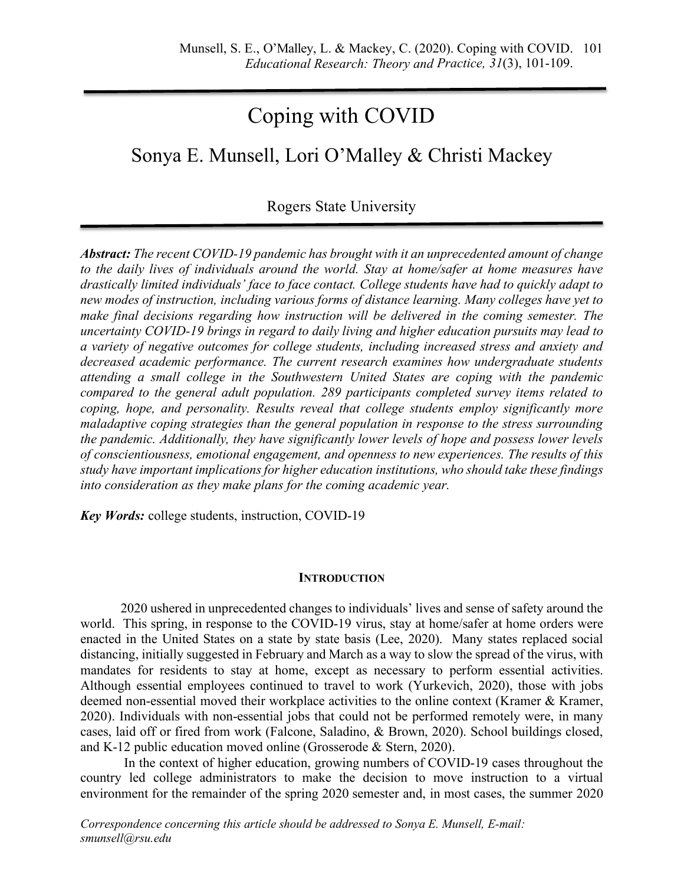# Coping with COVID

## Sonya E. Munsell, Lori O'Malley & Christi Mackey

Rogers State University

***Abstract:*** *The recent COVID-19 pandemic has brought with it an unprecedented amount of change to the daily lives of individuals around the world. Stay at home/safer at home measures have drastically limited individuals' face to face contact. College students have had to quickly adapt to new modes of instruction, including various forms of distance learning. Many colleges have yet to make final decisions regarding how instruction will be delivered in the coming semester. The uncertainty COVID-19 brings in regard to daily living and higher education pursuits may lead to a variety of negative outcomes for college students, including increased stress and anxiety and decreased academic performance. The current research examines how undergraduate students attending a small college in the Southwestern United States are coping with the pandemic compared to the general adult population. 289 participants completed survey items related to coping, hope, and personality. Results reveal that college students employ significantly more maladaptive coping strategies than the general population in response to the stress surrounding the pandemic. Additionally, they have significantly lower levels of hope and possess lower levels of conscientiousness, emotional engagement, and openness to new experiences. The results of this study have important implications for higher education institutions, who should take these findings into consideration as they make plans for the coming academic year.*

***Key Words:*** college students, instruction, COVID-19

### INTRODUCTION

2020 ushered in unprecedented changes to individuals' lives and sense of safety around the world. This spring, in response to the COVID-19 virus, stay at home/safer at home orders were enacted in the United States on a state by state basis (Lee, 2020). Many states replaced social distancing, initially suggested in February and March as a way to slow the spread of the virus, with mandates for residents to stay at home, except as necessary to perform essential activities. Although essential employees continued to travel to work (Yurkevich, 2020), those with jobs deemed non-essential moved their workplace activities to the online context (Kramer & Kramer, 2020). Individuals with non-essential jobs that could not be performed remotely were, in many cases, laid off or fired from work (Falcone, Saladino, & Brown, 2020). School buildings closed, and K-12 public education moved online (Grosserode & Stern, 2020).

In the context of higher education, growing numbers of COVID-19 cases throughout the country led college administrators to make the decision to move instruction to a virtual environment for the remainder of the spring 2020 semester and, in most cases, the summer 2020

*Correspondence concerning this article should be addressed to Sonya E. Munsell, E-mail: smunsell@rsu.edu*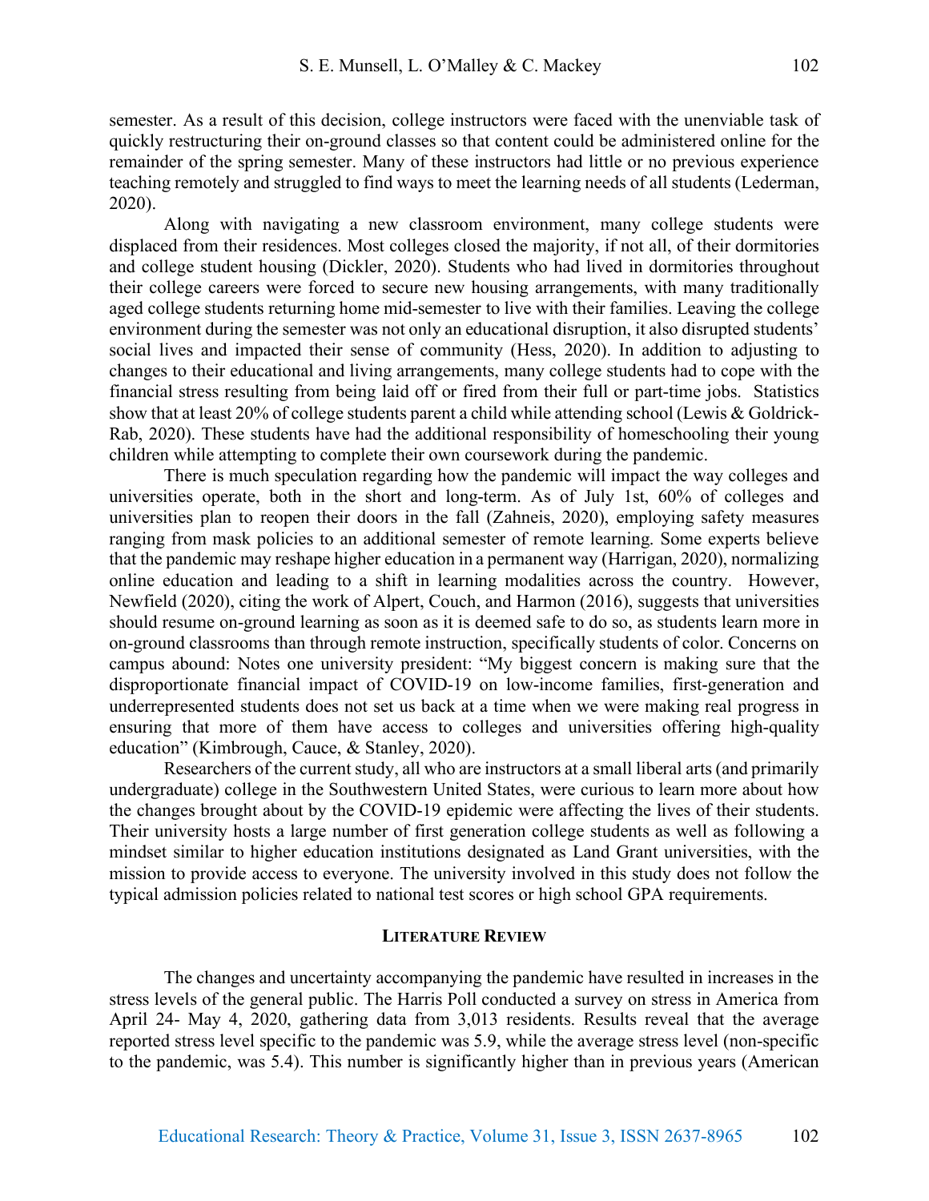semester. As a result of this decision, college instructors were faced with the unenviable task of quickly restructuring their on-ground classes so that content could be administered online for the remainder of the spring semester. Many of these instructors had little or no previous experience teaching remotely and struggled to find ways to meet the learning needs of all students (Lederman, 2020).

Along with navigating a new classroom environment, many college students were displaced from their residences. Most colleges closed the majority, if not all, of their dormitories and college student housing (Dickler, 2020). Students who had lived in dormitories throughout their college careers were forced to secure new housing arrangements, with many traditionally aged college students returning home mid-semester to live with their families. Leaving the college environment during the semester was not only an educational disruption, it also disrupted students' social lives and impacted their sense of community (Hess, 2020). In addition to adjusting to changes to their educational and living arrangements, many college students had to cope with the financial stress resulting from being laid off or fired from their full or part-time jobs. Statistics show that at least 20% of college students parent a child while attending school (Lewis & Goldrick-Rab, 2020). These students have had the additional responsibility of homeschooling their young children while attempting to complete their own coursework during the pandemic.

There is much speculation regarding how the pandemic will impact the way colleges and universities operate, both in the short and long-term. As of July 1st, 60% of colleges and universities plan to reopen their doors in the fall (Zahneis, 2020), employing safety measures ranging from mask policies to an additional semester of remote learning. Some experts believe that the pandemic may reshape higher education in a permanent way (Harrigan, 2020), normalizing online education and leading to a shift in learning modalities across the country. However, Newfield (2020), citing the work of Alpert, Couch, and Harmon (2016), suggests that universities should resume on-ground learning as soon as it is deemed safe to do so, as students learn more in on-ground classrooms than through remote instruction, specifically students of color. Concerns on campus abound: Notes one university president: "My biggest concern is making sure that the disproportionate financial impact of COVID-19 on low-income families, first-generation and underrepresented students does not set us back at a time when we were making real progress in ensuring that more of them have access to colleges and universities offering high-quality education" (Kimbrough, Cauce, & Stanley, 2020).

Researchers of the current study, all who are instructors at a small liberal arts (and primarily undergraduate) college in the Southwestern United States, were curious to learn more about how the changes brought about by the COVID-19 epidemic were affecting the lives of their students. Their university hosts a large number of first generation college students as well as following a mindset similar to higher education institutions designated as Land Grant universities, with the mission to provide access to everyone. The university involved in this study does not follow the typical admission policies related to national test scores or high school GPA requirements.

## LITERATURE REVIEW

The changes and uncertainty accompanying the pandemic have resulted in increases in the stress levels of the general public. The Harris Poll conducted a survey on stress in America from April 24- May 4, 2020, gathering data from 3,013 residents. Results reveal that the average reported stress level specific to the pandemic was 5.9, while the average stress level (non-specific to the pandemic, was 5.4). This number is significantly higher than in previous years (American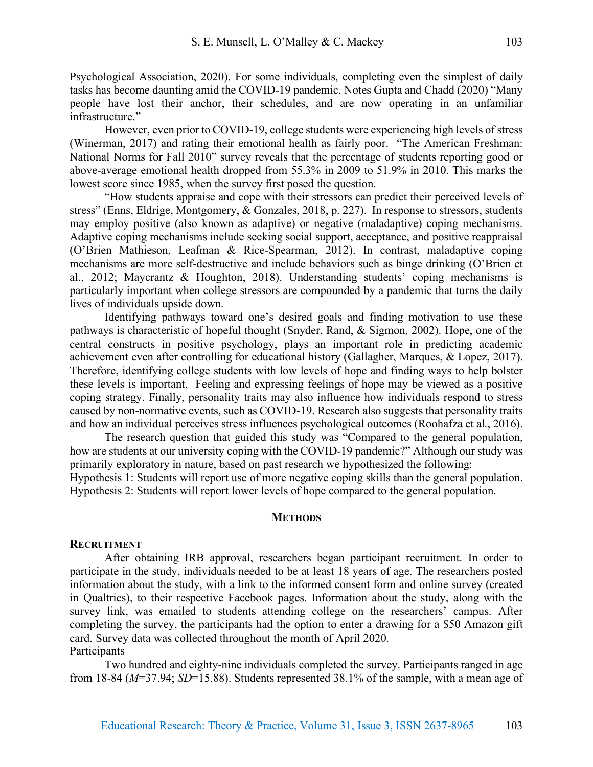Psychological Association, 2020). For some individuals, completing even the simplest of daily tasks has become daunting amid the COVID-19 pandemic. Notes Gupta and Chadd (2020) "Many people have lost their anchor, their schedules, and are now operating in an unfamiliar infrastructure."

However, even prior to COVID-19, college students were experiencing high levels of stress (Winerman, 2017) and rating their emotional health as fairly poor. "The American Freshman: National Norms for Fall 2010" survey reveals that the percentage of students reporting good or above-average emotional health dropped from 55.3% in 2009 to 51.9% in 2010. This marks the lowest score since 1985, when the survey first posed the question.

"How students appraise and cope with their stressors can predict their perceived levels of stress" (Enns, Eldrige, Montgomery, & Gonzales, 2018, p. 227). In response to stressors, students may employ positive (also known as adaptive) or negative (maladaptive) coping mechanisms. Adaptive coping mechanisms include seeking social support, acceptance, and positive reappraisal (O'Brien Mathieson, Leafman & Rice-Spearman, 2012). In contrast, maladaptive coping mechanisms are more self-destructive and include behaviors such as binge drinking (O'Brien et al., 2012; Maycrantz & Houghton, 2018). Understanding students' coping mechanisms is particularly important when college stressors are compounded by a pandemic that turns the daily lives of individuals upside down.

Identifying pathways toward one's desired goals and finding motivation to use these pathways is characteristic of hopeful thought (Snyder, Rand, & Sigmon, 2002). Hope, one of the central constructs in positive psychology, plays an important role in predicting academic achievement even after controlling for educational history (Gallagher, Marques, & Lopez, 2017). Therefore, identifying college students with low levels of hope and finding ways to help bolster these levels is important. Feeling and expressing feelings of hope may be viewed as a positive coping strategy. Finally, personality traits may also influence how individuals respond to stress caused by non-normative events, such as COVID-19. Research also suggests that personality traits and how an individual perceives stress influences psychological outcomes (Roohafza et al., 2016).

The research question that guided this study was "Compared to the general population, how are students at our university coping with the COVID-19 pandemic?" Although our study was primarily exploratory in nature, based on past research we hypothesized the following:

Hypothesis 1: Students will report use of more negative coping skills than the general population.

Hypothesis 2: Students will report lower levels of hope compared to the general population.

## Methods

### Recruitment

After obtaining IRB approval, researchers began participant recruitment. In order to participate in the study, individuals needed to be at least 18 years of age. The researchers posted information about the study, with a link to the informed consent form and online survey (created in Qualtrics), to their respective Facebook pages. Information about the study, along with the survey link, was emailed to students attending college on the researchers' campus. After completing the survey, the participants had the option to enter a drawing for a $50 Amazon gift card. Survey data was collected throughout the month of April 2020.

### Participants

Two hundred and eighty-nine individuals completed the survey. Participants ranged in age from 18-84 ($M$=37.94; $SD$=15.88). Students represented 38.1% of the sample, with a mean age of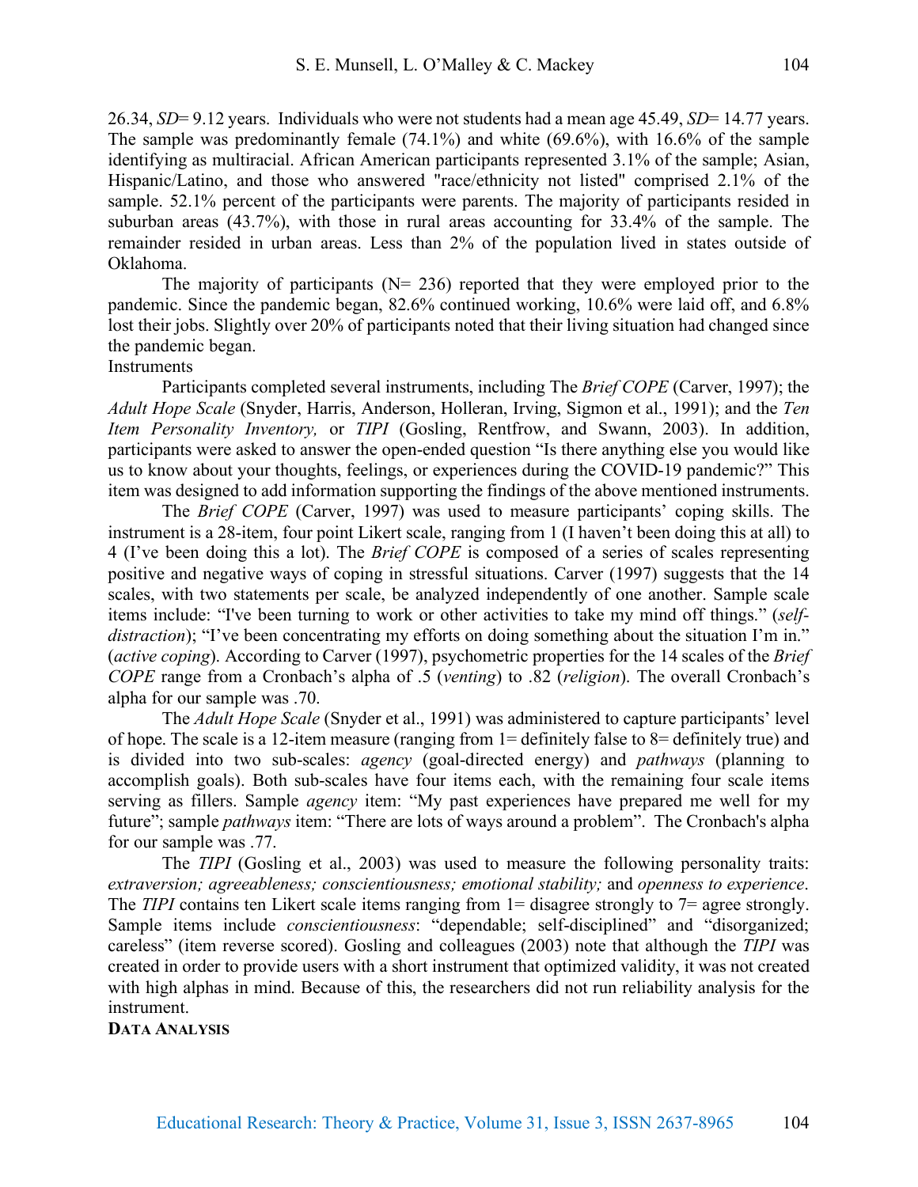26.34, *SD*= 9.12 years. Individuals who were not students had a mean age 45.49, *SD*= 14.77 years. The sample was predominantly female (74.1%) and white (69.6%), with 16.6% of the sample identifying as multiracial. African American participants represented 3.1% of the sample; Asian, Hispanic/Latino, and those who answered "race/ethnicity not listed" comprised 2.1% of the sample. 52.1% percent of the participants were parents. The majority of participants resided in suburban areas (43.7%), with those in rural areas accounting for 33.4% of the sample. The remainder resided in urban areas. Less than 2% of the population lived in states outside of Oklahoma.

The majority of participants (N= 236) reported that they were employed prior to the pandemic. Since the pandemic began, 82.6% continued working, 10.6% were laid off, and 6.8% lost their jobs. Slightly over 20% of participants noted that their living situation had changed since the pandemic began.

Instruments

Participants completed several instruments, including The *Brief COPE* (Carver, 1997); the *Adult Hope Scale* (Snyder, Harris, Anderson, Holleran, Irving, Sigmon et al., 1991); and the *Ten Item Personality Inventory,* or *TIPI* (Gosling, Rentfrow, and Swann, 2003). In addition, participants were asked to answer the open-ended question "Is there anything else you would like us to know about your thoughts, feelings, or experiences during the COVID-19 pandemic?" This item was designed to add information supporting the findings of the above mentioned instruments.

The *Brief COPE* (Carver, 1997) was used to measure participants' coping skills. The instrument is a 28-item, four point Likert scale, ranging from 1 (I haven't been doing this at all) to 4 (I've been doing this a lot). The *Brief COPE* is composed of a series of scales representing positive and negative ways of coping in stressful situations. Carver (1997) suggests that the 14 scales, with two statements per scale, be analyzed independently of one another. Sample scale items include: "I've been turning to work or other activities to take my mind off things." (*self-distraction*); "I've been concentrating my efforts on doing something about the situation I'm in." (*active coping*). According to Carver (1997), psychometric properties for the 14 scales of the *Brief COPE* range from a Cronbach's alpha of .5 (*venting*) to .82 (*religion*). The overall Cronbach's alpha for our sample was .70.

The *Adult Hope Scale* (Snyder et al., 1991) was administered to capture participants' level of hope. The scale is a 12-item measure (ranging from 1= definitely false to 8= definitely true) and is divided into two sub-scales: *agency* (goal-directed energy) and *pathways* (planning to accomplish goals). Both sub-scales have four items each, with the remaining four scale items serving as fillers. Sample *agency* item: "My past experiences have prepared me well for my future"; sample *pathways* item: "There are lots of ways around a problem". The Cronbach's alpha for our sample was .77.

The *TIPI* (Gosling et al., 2003) was used to measure the following personality traits: *extraversion; agreeableness; conscientiousness; emotional stability;* and *openness to experience*. The *TIPI* contains ten Likert scale items ranging from 1= disagree strongly to 7= agree strongly. Sample items include *conscientiousness*: "dependable; self-disciplined" and "disorganized; careless" (item reverse scored). Gosling and colleagues (2003) note that although the *TIPI* was created in order to provide users with a short instrument that optimized validity, it was not created with high alphas in mind. Because of this, the researchers did not run reliability analysis for the instrument.

**DATA ANALYSIS**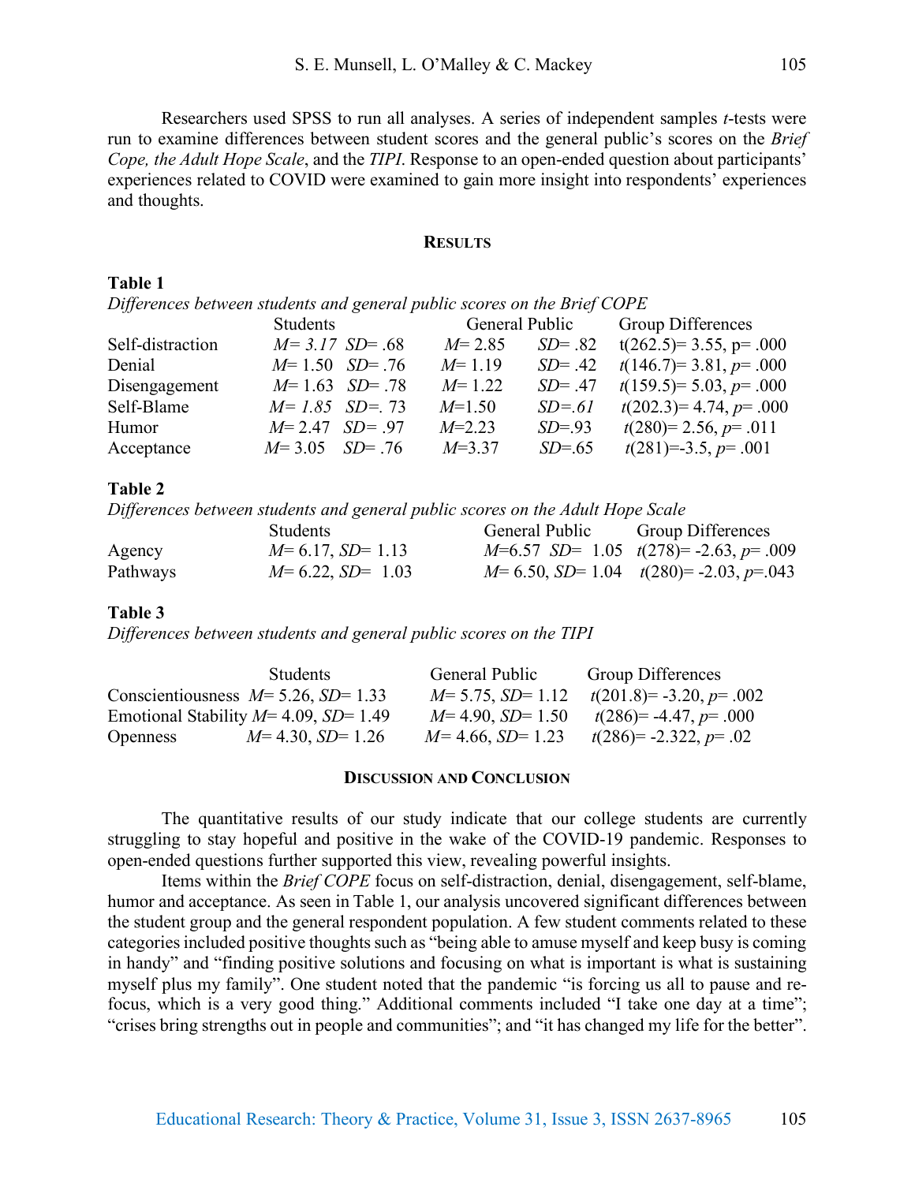Researchers used SPSS to run all analyses. A series of independent samples *t*-tests were run to examine differences between student scores and the general public's scores on the *Brief Cope, the Adult Hope Scale*, and the *TIPI*. Response to an open-ended question about participants' experiences related to COVID were examined to gain more insight into respondents' experiences and thoughts.

## RESULTS

**Table 1**

*Differences between students and general public scores on the Brief COPE*

| | Students | | General Public | | Group Differences |
|---|---|---|---|---|---|
| Self-distraction | $M = 3.17$ | $SD = .68$ | $M = 2.85$ | $SD = .82$ | $t(262.5) = 3.55$, $p = .000$ |
| Denial | $M = 1.50$ | $SD = .76$ | $M = 1.19$ | $SD = .42$ | $t(146.7) = 3.81$, $p = .000$ |
| Disengagement | $M = 1.63$ | $SD = .78$ | $M = 1.22$ | $SD = .47$ | $t(159.5) = 5.03$, $p = .000$ |
| Self-Blame | $M = 1.85$ | $SD = .73$ | $M = 1.50$ | $SD = .61$ | $t(202.3) = 4.74$, $p = .000$ |
| Humor | $M = 2.47$ | $SD = .97$ | $M = 2.23$ | $SD = .93$ | $t(280) = 2.56$, $p = .011$ |
| Acceptance | $M = 3.05$ | $SD = .76$ | $M = 3.37$ | $SD = .65$ | $t(281) = -3.5$, $p = .001$ |

**Table 2**

*Differences between students and general public scores on the Adult Hope Scale*

| | Students | General Public | Group Differences |
|---|---|---|---|
| Agency | $M = 6.17$, $SD = 1.13$ | $M = 6.57$ $SD = 1.05$ | $t(278) = -2.63$, $p = .009$ |
| Pathways | $M = 6.22$, $SD = 1.03$ | $M = 6.50$, $SD = 1.04$ | $t(280) = -2.03$, $p = .043$ |

**Table 3**

*Differences between students and general public scores on the TIPI*

| | Students | General Public | Group Differences |
|---|---|---|---|
| Conscientiousness | $M = 5.26$, $SD = 1.33$ | $M = 5.75$, $SD = 1.12$ | $t(201.8) = -3.20$, $p = .002$ |
| Emotional Stability | $M = 4.09$, $SD = 1.49$ | $M = 4.90$, $SD = 1.50$ | $t(286) = -4.47$, $p = .000$ |
| Openness | $M = 4.30$, $SD = 1.26$ | $M = 4.66$, $SD = 1.23$ | $t(286) = -2.322$, $p = .02$ |

## DISCUSSION AND CONCLUSION

The quantitative results of our study indicate that our college students are currently struggling to stay hopeful and positive in the wake of the COVID-19 pandemic. Responses to open-ended questions further supported this view, revealing powerful insights.

Items within the *Brief COPE* focus on self-distraction, denial, disengagement, self-blame, humor and acceptance. As seen in Table 1, our analysis uncovered significant differences between the student group and the general respondent population. A few student comments related to these categories included positive thoughts such as "being able to amuse myself and keep busy is coming in handy" and "finding positive solutions and focusing on what is important is what is sustaining myself plus my family". One student noted that the pandemic "is forcing us all to pause and re-focus, which is a very good thing." Additional comments included "I take one day at a time"; "crises bring strengths out in people and communities"; and "it has changed my life for the better".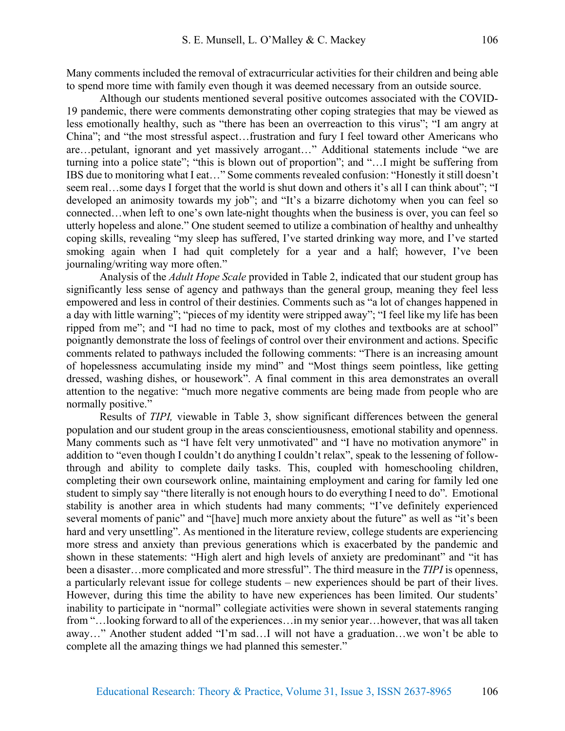Many comments included the removal of extracurricular activities for their children and being able to spend more time with family even though it was deemed necessary from an outside source.

Although our students mentioned several positive outcomes associated with the COVID-19 pandemic, there were comments demonstrating other coping strategies that may be viewed as less emotionally healthy, such as "there has been an overreaction to this virus"; "I am angry at China"; and "the most stressful aspect…frustration and fury I feel toward other Americans who are…petulant, ignorant and yet massively arrogant…" Additional statements include "we are turning into a police state"; "this is blown out of proportion"; and "…I might be suffering from IBS due to monitoring what I eat…" Some comments revealed confusion: "Honestly it still doesn't seem real…some days I forget that the world is shut down and others it's all I can think about"; "I developed an animosity towards my job"; and "It's a bizarre dichotomy when you can feel so connected…when left to one's own late-night thoughts when the business is over, you can feel so utterly hopeless and alone." One student seemed to utilize a combination of healthy and unhealthy coping skills, revealing "my sleep has suffered, I've started drinking way more, and I've started smoking again when I had quit completely for a year and a half; however, I've been journaling/writing way more often."

Analysis of the *Adult Hope Scale* provided in Table 2, indicated that our student group has significantly less sense of agency and pathways than the general group, meaning they feel less empowered and less in control of their destinies. Comments such as "a lot of changes happened in a day with little warning"; "pieces of my identity were stripped away"; "I feel like my life has been ripped from me"; and "I had no time to pack, most of my clothes and textbooks are at school" poignantly demonstrate the loss of feelings of control over their environment and actions. Specific comments related to pathways included the following comments: "There is an increasing amount of hopelessness accumulating inside my mind" and "Most things seem pointless, like getting dressed, washing dishes, or housework". A final comment in this area demonstrates an overall attention to the negative: "much more negative comments are being made from people who are normally positive."

Results of *TIPI,* viewable in Table 3, show significant differences between the general population and our student group in the areas conscientiousness, emotional stability and openness. Many comments such as "I have felt very unmotivated" and "I have no motivation anymore" in addition to "even though I couldn't do anything I couldn't relax", speak to the lessening of follow-through and ability to complete daily tasks. This, coupled with homeschooling children, completing their own coursework online, maintaining employment and caring for family led one student to simply say "there literally is not enough hours to do everything I need to do". Emotional stability is another area in which students had many comments; "I've definitely experienced several moments of panic" and "[have] much more anxiety about the future" as well as "it's been hard and very unsettling". As mentioned in the literature review, college students are experiencing more stress and anxiety than previous generations which is exacerbated by the pandemic and shown in these statements: "High alert and high levels of anxiety are predominant" and "it has been a disaster…more complicated and more stressful". The third measure in the *TIPI* is openness, a particularly relevant issue for college students – new experiences should be part of their lives. However, during this time the ability to have new experiences has been limited. Our students' inability to participate in "normal" collegiate activities were shown in several statements ranging from "…looking forward to all of the experiences…in my senior year…however, that was all taken away…" Another student added "I'm sad…I will not have a graduation…we won't be able to complete all the amazing things we had planned this semester."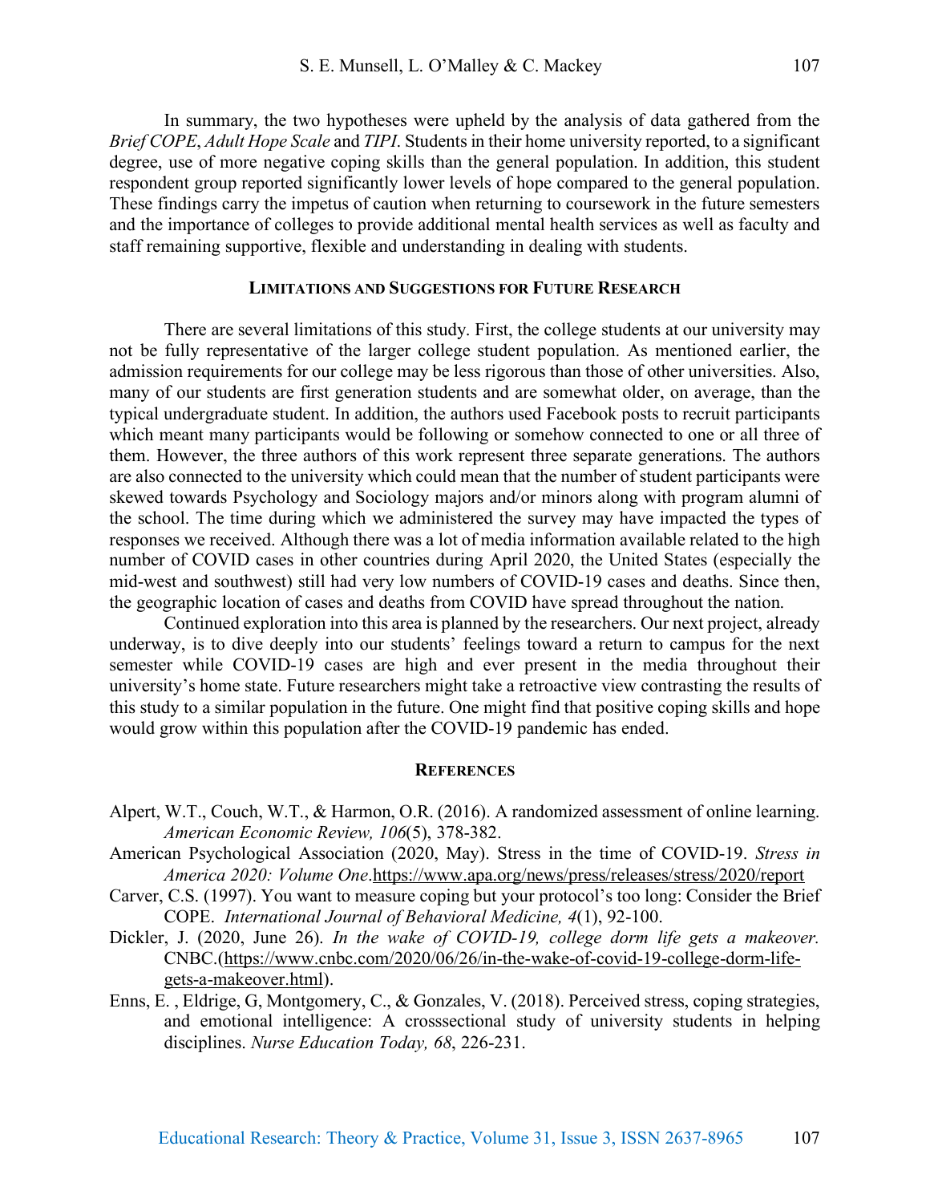In summary, the two hypotheses were upheld by the analysis of data gathered from the *Brief COPE*, *Adult Hope Scale* and *TIPI*. Students in their home university reported, to a significant degree, use of more negative coping skills than the general population. In addition, this student respondent group reported significantly lower levels of hope compared to the general population. These findings carry the impetus of caution when returning to coursework in the future semesters and the importance of colleges to provide additional mental health services as well as faculty and staff remaining supportive, flexible and understanding in dealing with students.

## Limitations and Suggestions for Future Research

There are several limitations of this study. First, the college students at our university may not be fully representative of the larger college student population. As mentioned earlier, the admission requirements for our college may be less rigorous than those of other universities. Also, many of our students are first generation students and are somewhat older, on average, than the typical undergraduate student. In addition, the authors used Facebook posts to recruit participants which meant many participants would be following or somehow connected to one or all three of them. However, the three authors of this work represent three separate generations. The authors are also connected to the university which could mean that the number of student participants were skewed towards Psychology and Sociology majors and/or minors along with program alumni of the school. The time during which we administered the survey may have impacted the types of responses we received. Although there was a lot of media information available related to the high number of COVID cases in other countries during April 2020, the United States (especially the mid-west and southwest) still had very low numbers of COVID-19 cases and deaths. Since then, the geographic location of cases and deaths from COVID have spread throughout the nation.

Continued exploration into this area is planned by the researchers. Our next project, already underway, is to dive deeply into our students' feelings toward a return to campus for the next semester while COVID-19 cases are high and ever present in the media throughout their university's home state. Future researchers might take a retroactive view contrasting the results of this study to a similar population in the future. One might find that positive coping skills and hope would grow within this population after the COVID-19 pandemic has ended.

## References

Alpert, W.T., Couch, W.T., & Harmon, O.R. (2016). A randomized assessment of online learning. *American Economic Review, 106*(5), 378-382.

American Psychological Association (2020, May). Stress in the time of COVID-19. *Stress in America 2020: Volume One*.https://www.apa.org/news/press/releases/stress/2020/report

Carver, C.S. (1997). You want to measure coping but your protocol's too long: Consider the Brief COPE. *International Journal of Behavioral Medicine, 4*(1), 92-100.

Dickler, J. (2020, June 26). *In the wake of COVID-19, college dorm life gets a makeover.* CNBC.(https://www.cnbc.com/2020/06/26/in-the-wake-of-covid-19-college-dorm-life-gets-a-makeover.html).

Enns, E. , Eldrige, G, Montgomery, C., & Gonzales, V. (2018). Perceived stress, coping strategies, and emotional intelligence: A crosssectional study of university students in helping disciplines. *Nurse Education Today, 68*, 226-231.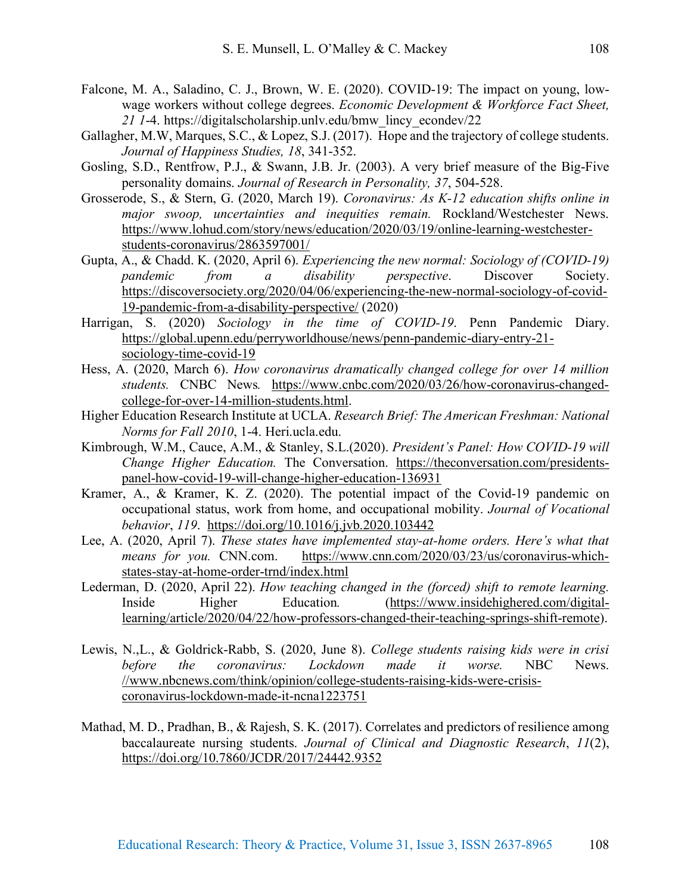Falcone, M. A., Saladino, C. J., Brown, W. E. (2020). COVID-19: The impact on young, low-wage workers without college degrees. *Economic Development & Workforce Fact Sheet, 21 1*-4. https://digitalscholarship.unlv.edu/bmw_lincy_econdev/22

Gallagher, M.W, Marques, S.C., & Lopez, S.J. (2017). Hope and the trajectory of college students. *Journal of Happiness Studies, 18*, 341-352.

Gosling, S.D., Rentfrow, P.J., & Swann, J.B. Jr. (2003). A very brief measure of the Big-Five personality domains. *Journal of Research in Personality, 37*, 504-528.

Grosserode, S., & Stern, G. (2020, March 19). *Coronavirus: As K-12 education shifts online in major swoop, uncertainties and inequities remain.* Rockland/Westchester News. https://www.lohud.com/story/news/education/2020/03/19/online-learning-westchester-students-coronavirus/2863597001/

Gupta, A., & Chadd. K. (2020, April 6). *Experiencing the new normal: Sociology of (COVID-19) pandemic from a disability perspective*. Discover Society. https://discoversociety.org/2020/04/06/experiencing-the-new-normal-sociology-of-covid-19-pandemic-from-a-disability-perspective/ (2020)

Harrigan, S. (2020) *Sociology in the time of COVID-19*. Penn Pandemic Diary. https://global.upenn.edu/perryworldhouse/news/penn-pandemic-diary-entry-21-sociology-time-covid-19

Hess, A. (2020, March 6). *How coronavirus dramatically changed college for over 14 million students.* CNBC News*.* https://www.cnbc.com/2020/03/26/how-coronavirus-changed-college-for-over-14-million-students.html.

Higher Education Research Institute at UCLA. *Research Brief: The American Freshman: National Norms for Fall 2010*, 1-4. Heri.ucla.edu.

Kimbrough, W.M., Cauce, A.M., & Stanley, S.L.(2020). *President's Panel: How COVID-19 will Change Higher Education.* The Conversation. https://theconversation.com/presidents-panel-how-covid-19-will-change-higher-education-136931

Kramer, A., & Kramer, K. Z. (2020). The potential impact of the Covid-19 pandemic on occupational status, work from home, and occupational mobility. *Journal of Vocational behavior*, *119*. https://doi.org/10.1016/j.jvb.2020.103442

Lee, A. (2020, April 7). *These states have implemented stay-at-home orders. Here's what that means for you.* CNN.com. https://www.cnn.com/2020/03/23/us/coronavirus-which-states-stay-at-home-order-trnd/index.html

Lederman, D. (2020, April 22). *How teaching changed in the (forced) shift to remote learning.* Inside Higher Education*.* (https://www.insidehighered.com/digital-learning/article/2020/04/22/how-professors-changed-their-teaching-springs-shift-remote).

Lewis, N.,L., & Goldrick-Rabb, S. (2020, June 8). *College students raising kids were in crisi before the coronavirus: Lockdown made it worse.* NBC News. //www.nbcnews.com/think/opinion/college-students-raising-kids-were-crisis-coronavirus-lockdown-made-it-ncna1223751

Mathad, M. D., Pradhan, B., & Rajesh, S. K. (2017). Correlates and predictors of resilience among baccalaureate nursing students. *Journal of Clinical and Diagnostic Research*, *11*(2), https://doi.org/10.7860/JCDR/2017/24442.9352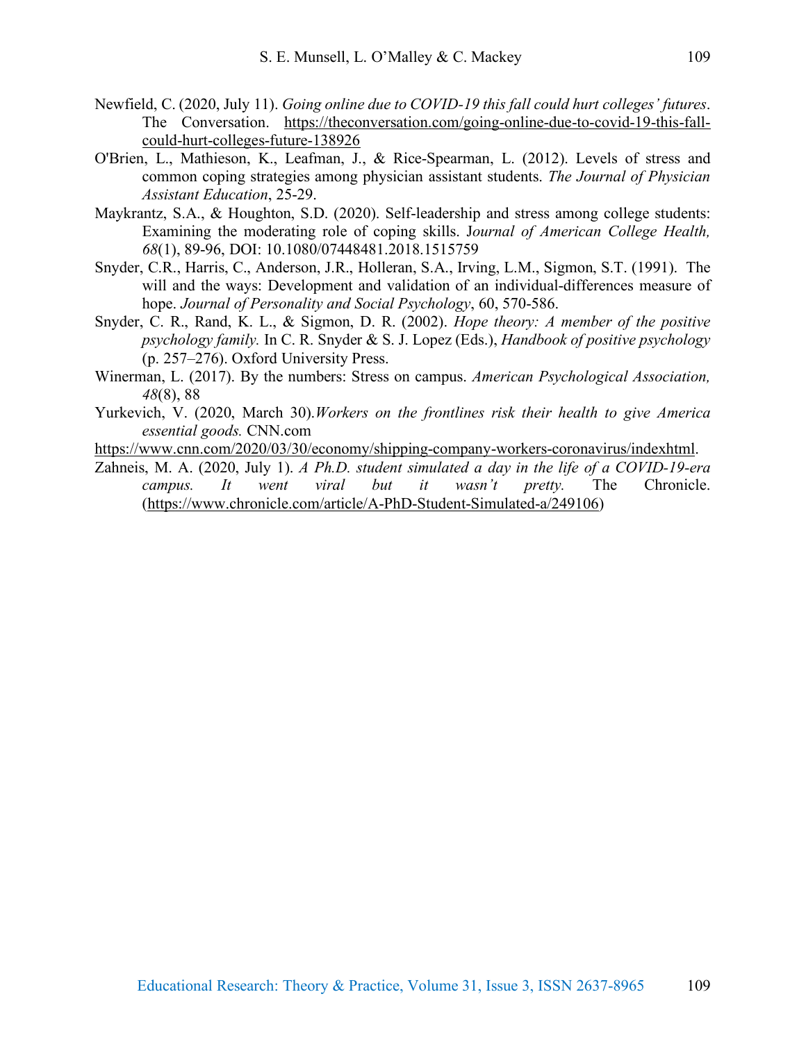Newfield, C. (2020, July 11). *Going online due to COVID-19 this fall could hurt colleges' futures*. The Conversation. https://theconversation.com/going-online-due-to-covid-19-this-fall-could-hurt-colleges-future-138926

O'Brien, L., Mathieson, K., Leafman, J., & Rice-Spearman, L. (2012). Levels of stress and common coping strategies among physician assistant students. *The Journal of Physician Assistant Education*, 25-29.

Maykrantz, S.A., & Houghton, S.D. (2020). Self-leadership and stress among college students: Examining the moderating role of coping skills. J*ournal of American College Health, 68*(1), 89-96, DOI: 10.1080/07448481.2018.1515759

Snyder, C.R., Harris, C., Anderson, J.R., Holleran, S.A., Irving, L.M., Sigmon, S.T. (1991). The will and the ways: Development and validation of an individual-differences measure of hope. *Journal of Personality and Social Psychology*, 60, 570-586.

Snyder, C. R., Rand, K. L., & Sigmon, D. R. (2002). *Hope theory: A member of the positive psychology family.* In C. R. Snyder & S. J. Lopez (Eds.), *Handbook of positive psychology* (p. 257–276). Oxford University Press.

Winerman, L. (2017). By the numbers: Stress on campus. *American Psychological Association, 48*(8), 88

Yurkevich, V. (2020, March 30).*Workers on the frontlines risk their health to give America essential goods.* CNN.com

https://www.cnn.com/2020/03/30/economy/shipping-company-workers-coronavirus/indexhtml.

Zahneis, M. A. (2020, July 1). *A Ph.D. student simulated a day in the life of a COVID-19-era campus. It went viral but it wasn't pretty.* The Chronicle. (https://www.chronicle.com/article/A-PhD-Student-Simulated-a/249106)